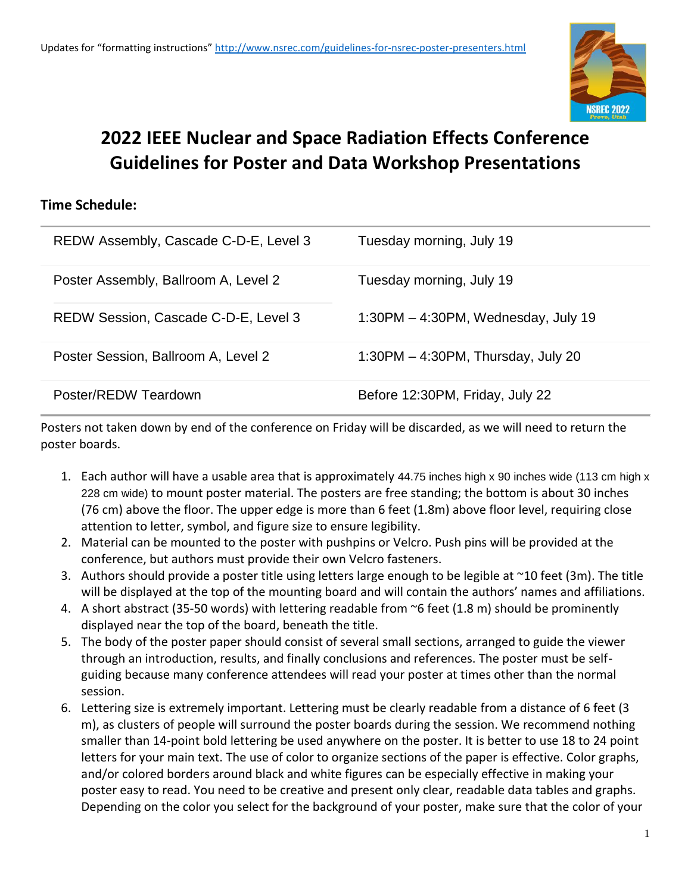Updates for "formatting instructions" http://www.nsrec.com/guidelines-for-nsrec-poster-presenters.html

# 2022 IEEE Nuclear and Space Radiation Effects Conference Guidelines for Poster and Data Workshop Presentations

**Time Schedule:**

| | |
|---|---|
| REDW Assembly, Cascade C-D-E, Level 3 | Tuesday morning, July 19 |
| Poster Assembly, Ballroom A, Level 2 | Tuesday morning, July 19 |
| REDW Session, Cascade C-D-E, Level 3 | 1:30PM – 4:30PM, Wednesday, July 19 |
| Poster Session, Ballroom A, Level 2 | 1:30PM – 4:30PM, Thursday, July 20 |
| Poster/REDW Teardown | Before 12:30PM, Friday, July 22 |

Posters not taken down by end of the conference on Friday will be discarded, as we will need to return the poster boards.

1. Each author will have a usable area that is approximately 44.75 inches high x 90 inches wide (113 cm high x 228 cm wide) to mount poster material. The posters are free standing; the bottom is about 30 inches (76 cm) above the floor. The upper edge is more than 6 feet (1.8m) above floor level, requiring close attention to letter, symbol, and figure size to ensure legibility.
2. Material can be mounted to the poster with pushpins or Velcro. Push pins will be provided at the conference, but authors must provide their own Velcro fasteners.
3. Authors should provide a poster title using letters large enough to be legible at ~10 feet (3m). The title will be displayed at the top of the mounting board and will contain the authors' names and affiliations.
4. A short abstract (35-50 words) with lettering readable from ~6 feet (1.8 m) should be prominently displayed near the top of the board, beneath the title.
5. The body of the poster paper should consist of several small sections, arranged to guide the viewer through an introduction, results, and finally conclusions and references. The poster must be self-guiding because many conference attendees will read your poster at times other than the normal session.
6. Lettering size is extremely important. Lettering must be clearly readable from a distance of 6 feet (3 m), as clusters of people will surround the poster boards during the session. We recommend nothing smaller than 14-point bold lettering be used anywhere on the poster. It is better to use 18 to 24 point letters for your main text. The use of color to organize sections of the paper is effective. Color graphs, and/or colored borders around black and white figures can be especially effective in making your poster easy to read. You need to be creative and present only clear, readable data tables and graphs. Depending on the color you select for the background of your poster, make sure that the color of your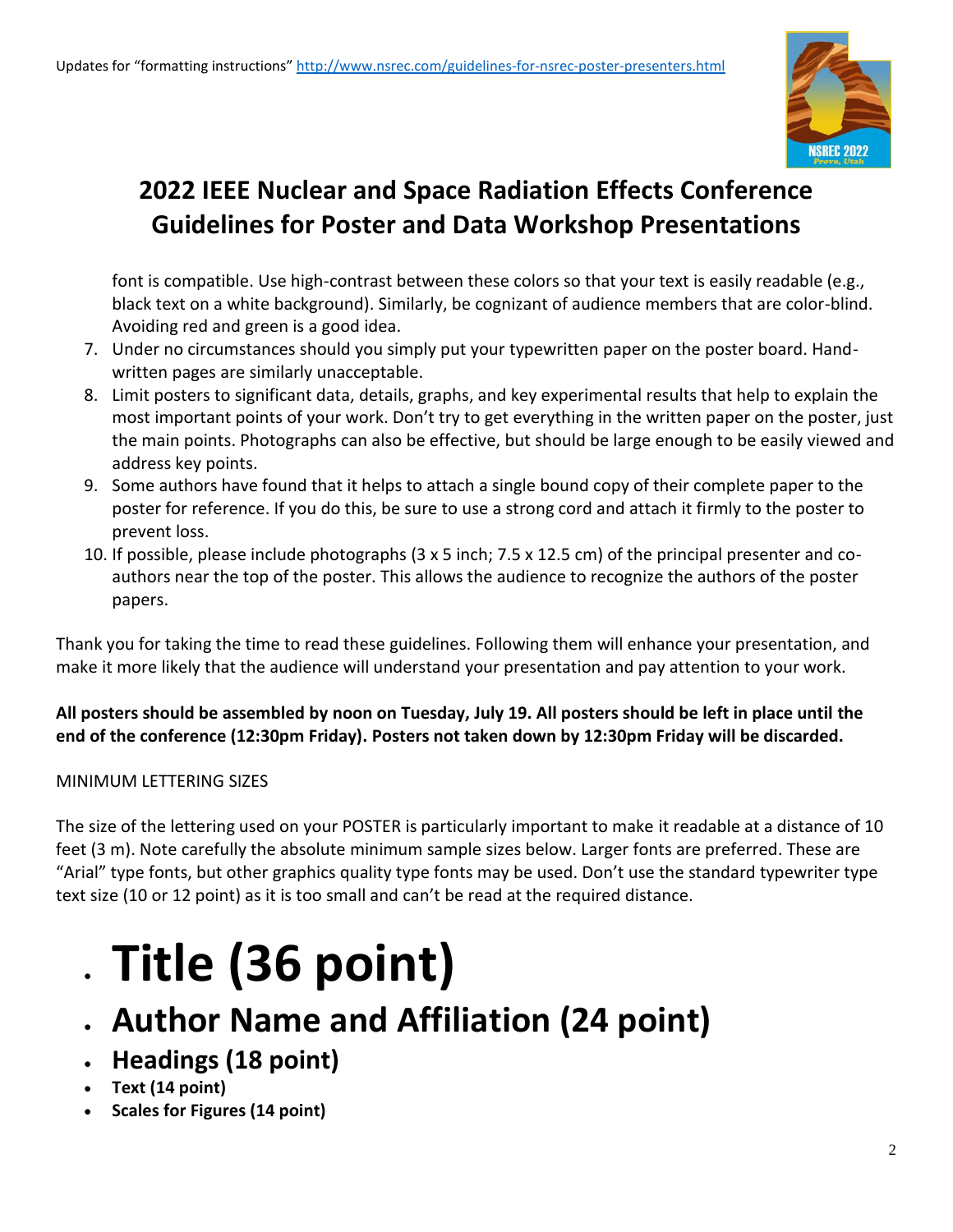Updates for "formatting instructions" http://www.nsrec.com/guidelines-for-nsrec-poster-presenters.html

## 2022 IEEE Nuclear and Space Radiation Effects Conference Guidelines for Poster and Data Workshop Presentations

font is compatible. Use high-contrast between these colors so that your text is easily readable (e.g., black text on a white background). Similarly, be cognizant of audience members that are color-blind. Avoiding red and green is a good idea.

7. Under no circumstances should you simply put your typewritten paper on the poster board. Hand-written pages are similarly unacceptable.
8. Limit posters to significant data, details, graphs, and key experimental results that help to explain the most important points of your work. Don't try to get everything in the written paper on the poster, just the main points. Photographs can also be effective, but should be large enough to be easily viewed and address key points.
9. Some authors have found that it helps to attach a single bound copy of their complete paper to the poster for reference. If you do this, be sure to use a strong cord and attach it firmly to the poster to prevent loss.
10. If possible, please include photographs (3 x 5 inch; 7.5 x 12.5 cm) of the principal presenter and co-authors near the top of the poster. This allows the audience to recognize the authors of the poster papers.

Thank you for taking the time to read these guidelines. Following them will enhance your presentation, and make it more likely that the audience will understand your presentation and pay attention to your work.

**All posters should be assembled by noon on Tuesday, July 19. All posters should be left in place until the end of the conference (12:30pm Friday). Posters not taken down by 12:30pm Friday will be discarded.**

MINIMUM LETTERING SIZES

The size of the lettering used on your POSTER is particularly important to make it readable at a distance of 10 feet (3 m). Note carefully the absolute minimum sample sizes below. Larger fonts are preferred. These are "Arial" type fonts, but other graphics quality type fonts may be used. Don't use the standard typewriter type text size (10 or 12 point) as it is too small and can't be read at the required distance.

- **Title (36 point)**
- **Author Name and Affiliation (24 point)**
- **Headings (18 point)**
- **Text (14 point)**
- **Scales for Figures (14 point)**